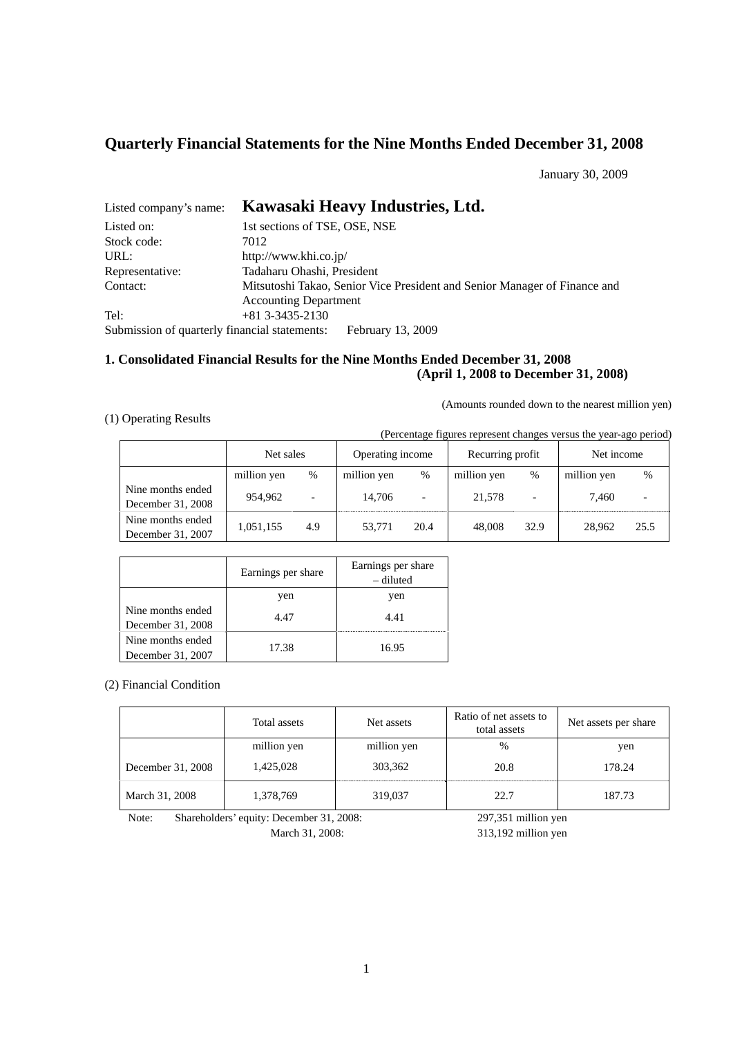# Quarterly Financial Statements for the Nine Months Ended December 31, 2008

January 30, 2009

| | |
|---|---|
| Listed company's name: | **Kawasaki Heavy Industries, Ltd.** |
| Listed on: | 1st sections of TSE, OSE, NSE |
| Stock code: | 7012 |
| URL: | http://www.khi.co.jp/ |
| Representative: | Tadaharu Ohashi, President |
| Contact: | Mitsutoshi Takao, Senior Vice President and Senior Manager of Finance and Accounting Department |
| Tel: | +81 3-3435-2130 |

Submission of quarterly financial statements: February 13, 2009

## 1. Consolidated Financial Results for the Nine Months Ended December 31, 2008 (April 1, 2008 to December 31, 2008)

(Amounts rounded down to the nearest million yen)

### (1) Operating Results

(Percentage figures represent changes versus the year-ago period)

| | Net sales | | Operating income | | Recurring profit | | Net income | |
|---|---|---|---|---|---|---|---|---|
| | million yen | % | million yen | % | million yen | % | million yen | % |
| Nine months ended December 31, 2008 | 954,962 | - | 14,706 | - | 21,578 | - | 7,460 | - |
| Nine months ended December 31, 2007 | 1,051,155 | 4.9 | 53,771 | 20.4 | 48,008 | 32.9 | 28,962 | 25.5 |

| | Earnings per share | Earnings per share – diluted |
|---|---|---|
| | yen | yen |
| Nine months ended December 31, 2008 | 4.47 | 4.41 |
| Nine months ended December 31, 2007 | 17.38 | 16.95 |

### (2) Financial Condition

| | Total assets | Net assets | Ratio of net assets to total assets | Net assets per share |
|---|---|---|---|---|
| | million yen | million yen | % | yen |
| December 31, 2008 | 1,425,028 | 303,362 | 20.8 | 178.24 |
| March 31, 2008 | 1,378,769 | 319,037 | 22.7 | 187.73 |

Note: Shareholders' equity: December 31, 2008: 297,351 million yen
March 31, 2008: 313,192 million yen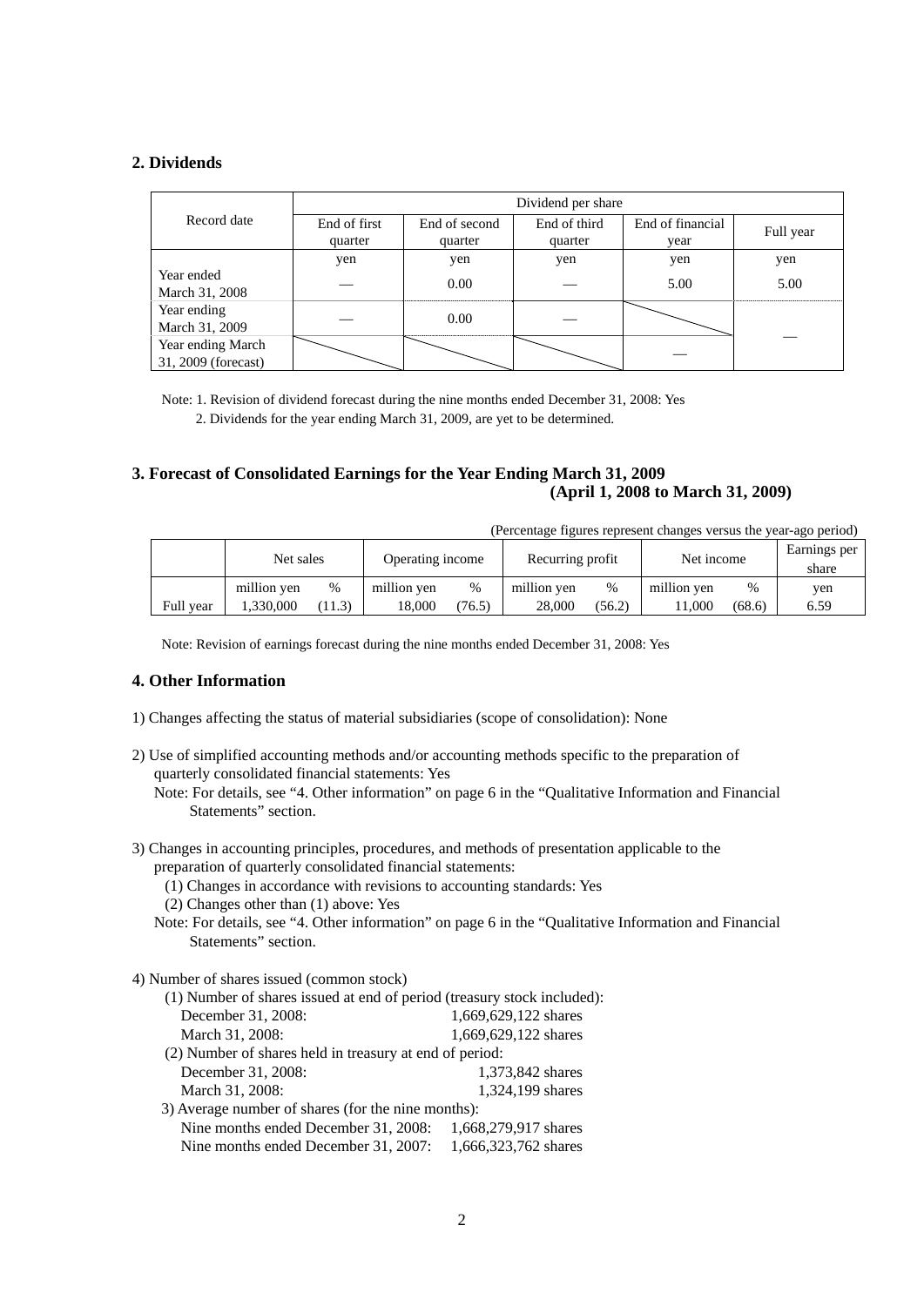## 2. Dividends

| Record date | Dividend per share | | | | |
|---|---|---|---|---|---|
| | End of first quarter | End of second quarter | End of third quarter | End of financial year | Full year |
| | yen | yen | yen | yen | yen |
| Year ended March 31, 2008 | — | 0.00 | — | 5.00 | 5.00 |
| Year ending March 31, 2009 | — | 0.00 | — | | — |
| Year ending March 31, 2009 (forecast) | | | | — | |

Note: 1. Revision of dividend forecast during the nine months ended December 31, 2008: Yes

2. Dividends for the year ending March 31, 2009, are yet to be determined.

## 3. Forecast of Consolidated Earnings for the Year Ending March 31, 2009 (April 1, 2008 to March 31, 2009)

(Percentage figures represent changes versus the year-ago period)

| | Net sales | | Operating income | | Recurring profit | | Net income | | Earnings per share |
|---|---|---|---|---|---|---|---|---|---|
| | million yen | % | million yen | % | million yen | % | million yen | % | yen |
| Full year | 1,330,000 | (11.3) | 18,000 | (76.5) | 28,000 | (56.2) | 11,000 | (68.6) | 6.59 |

Note: Revision of earnings forecast during the nine months ended December 31, 2008: Yes

## 4. Other Information

1) Changes affecting the status of material subsidiaries (scope of consolidation): None

2) Use of simplified accounting methods and/or accounting methods specific to the preparation of quarterly consolidated financial statements: Yes

Note: For details, see "4. Other information" on page 6 in the "Qualitative Information and Financial Statements" section.

3) Changes in accounting principles, procedures, and methods of presentation applicable to the preparation of quarterly consolidated financial statements:

(1) Changes in accordance with revisions to accounting standards: Yes

(2) Changes other than (1) above: Yes

Note: For details, see "4. Other information" on page 6 in the "Qualitative Information and Financial Statements" section.

4) Number of shares issued (common stock)

(1) Number of shares issued at end of period (treasury stock included):

December 31, 2008: 1,669,629,122 shares

March 31, 2008: 1,669,629,122 shares

(2) Number of shares held in treasury at end of period:

December 31, 2008: 1,373,842 shares

March 31, 2008: 1,324,199 shares

3) Average number of shares (for the nine months):

Nine months ended December 31, 2008: 1,668,279,917 shares

Nine months ended December 31, 2007: 1,666,323,762 shares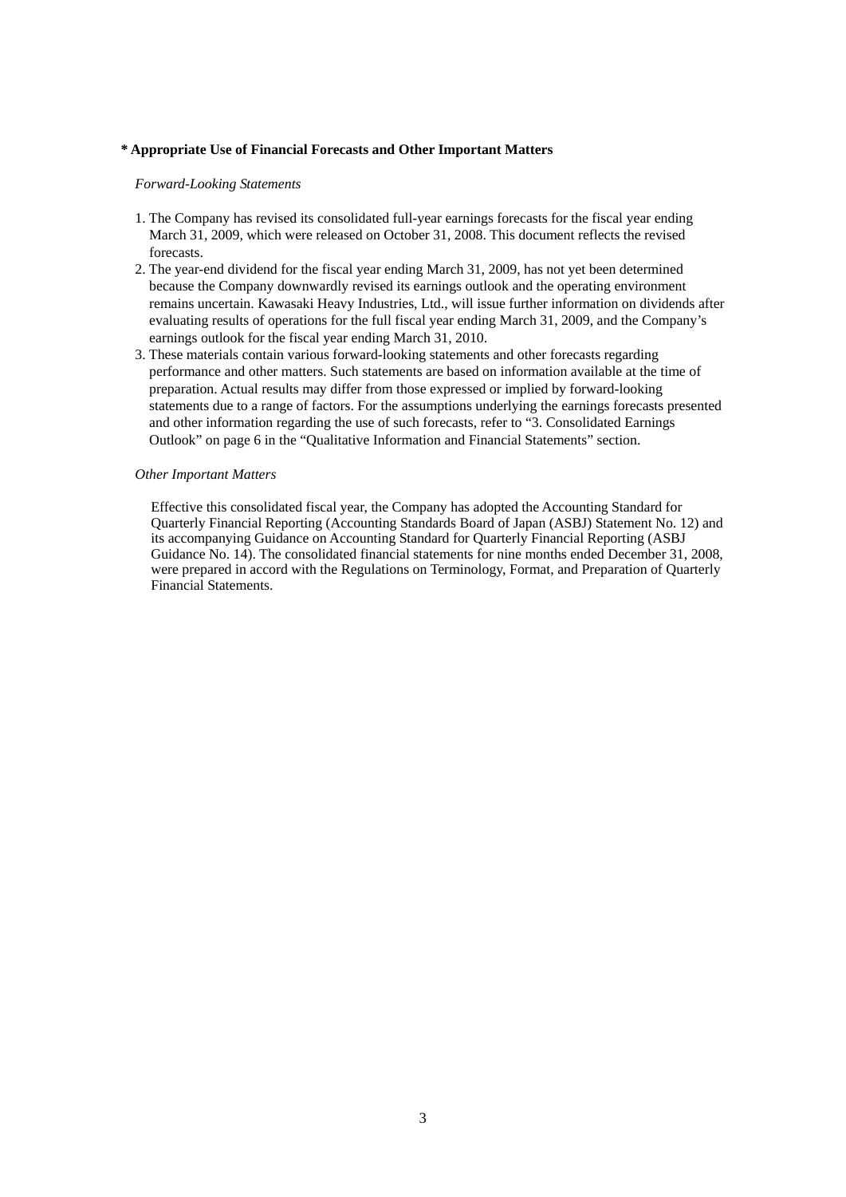**\* Appropriate Use of Financial Forecasts and Other Important Matters**

*Forward-Looking Statements*

1. The Company has revised its consolidated full-year earnings forecasts for the fiscal year ending March 31, 2009, which were released on October 31, 2008. This document reflects the revised forecasts.
2. The year-end dividend for the fiscal year ending March 31, 2009, has not yet been determined because the Company downwardly revised its earnings outlook and the operating environment remains uncertain. Kawasaki Heavy Industries, Ltd., will issue further information on dividends after evaluating results of operations for the full fiscal year ending March 31, 2009, and the Company's earnings outlook for the fiscal year ending March 31, 2010.
3. These materials contain various forward-looking statements and other forecasts regarding performance and other matters. Such statements are based on information available at the time of preparation. Actual results may differ from those expressed or implied by forward-looking statements due to a range of factors. For the assumptions underlying the earnings forecasts presented and other information regarding the use of such forecasts, refer to "3. Consolidated Earnings Outlook" on page 6 in the "Qualitative Information and Financial Statements" section.

*Other Important Matters*

Effective this consolidated fiscal year, the Company has adopted the Accounting Standard for Quarterly Financial Reporting (Accounting Standards Board of Japan (ASBJ) Statement No. 12) and its accompanying Guidance on Accounting Standard for Quarterly Financial Reporting (ASBJ Guidance No. 14). The consolidated financial statements for nine months ended December 31, 2008, were prepared in accord with the Regulations on Terminology, Format, and Preparation of Quarterly Financial Statements.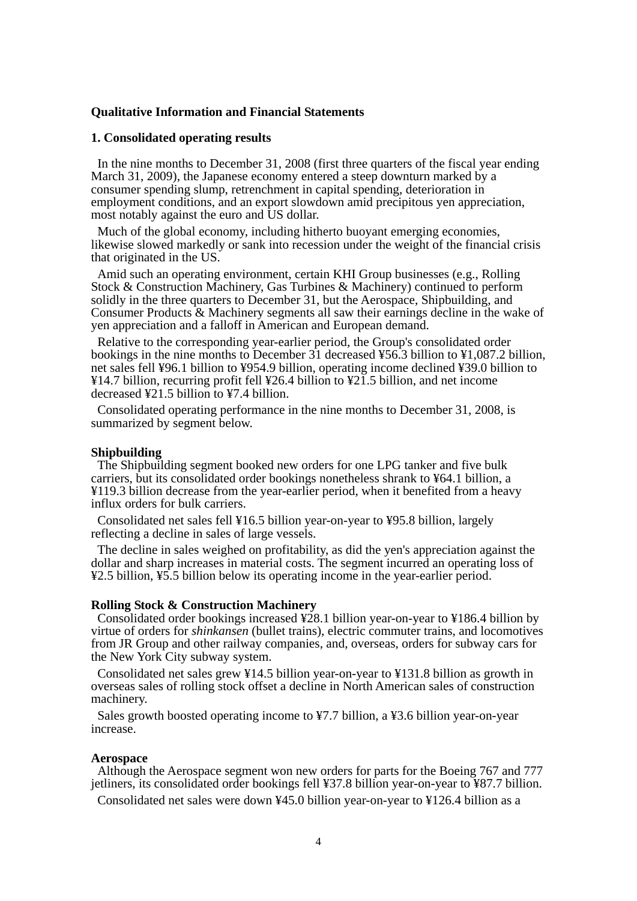**Qualitative Information and Financial Statements**

**1. Consolidated operating results**

In the nine months to December 31, 2008 (first three quarters of the fiscal year ending March 31, 2009), the Japanese economy entered a steep downturn marked by a consumer spending slump, retrenchment in capital spending, deterioration in employment conditions, and an export slowdown amid precipitous yen appreciation, most notably against the euro and US dollar.

Much of the global economy, including hitherto buoyant emerging economies, likewise slowed markedly or sank into recession under the weight of the financial crisis that originated in the US.

Amid such an operating environment, certain KHI Group businesses (e.g., Rolling Stock & Construction Machinery, Gas Turbines & Machinery) continued to perform solidly in the three quarters to December 31, but the Aerospace, Shipbuilding, and Consumer Products & Machinery segments all saw their earnings decline in the wake of yen appreciation and a falloff in American and European demand.

Relative to the corresponding year-earlier period, the Group's consolidated order bookings in the nine months to December 31 decreased ¥56.3 billion to ¥1,087.2 billion, net sales fell ¥96.1 billion to ¥954.9 billion, operating income declined ¥39.0 billion to ¥14.7 billion, recurring profit fell ¥26.4 billion to ¥21.5 billion, and net income decreased ¥21.5 billion to ¥7.4 billion.

Consolidated operating performance in the nine months to December 31, 2008, is summarized by segment below.

**Shipbuilding**

The Shipbuilding segment booked new orders for one LPG tanker and five bulk carriers, but its consolidated order bookings nonetheless shrank to ¥64.1 billion, a ¥119.3 billion decrease from the year-earlier period, when it benefited from a heavy influx orders for bulk carriers.

Consolidated net sales fell ¥16.5 billion year-on-year to ¥95.8 billion, largely reflecting a decline in sales of large vessels.

The decline in sales weighed on profitability, as did the yen's appreciation against the dollar and sharp increases in material costs. The segment incurred an operating loss of ¥2.5 billion, ¥5.5 billion below its operating income in the year-earlier period.

**Rolling Stock & Construction Machinery**

Consolidated order bookings increased ¥28.1 billion year-on-year to ¥186.4 billion by virtue of orders for *shinkansen* (bullet trains), electric commuter trains, and locomotives from JR Group and other railway companies, and, overseas, orders for subway cars for the New York City subway system.

Consolidated net sales grew ¥14.5 billion year-on-year to ¥131.8 billion as growth in overseas sales of rolling stock offset a decline in North American sales of construction machinery.

Sales growth boosted operating income to ¥7.7 billion, a ¥3.6 billion year-on-year increase.

**Aerospace**

Although the Aerospace segment won new orders for parts for the Boeing 767 and 777 jetliners, its consolidated order bookings fell ¥37.8 billion year-on-year to ¥87.7 billion.

Consolidated net sales were down ¥45.0 billion year-on-year to ¥126.4 billion as a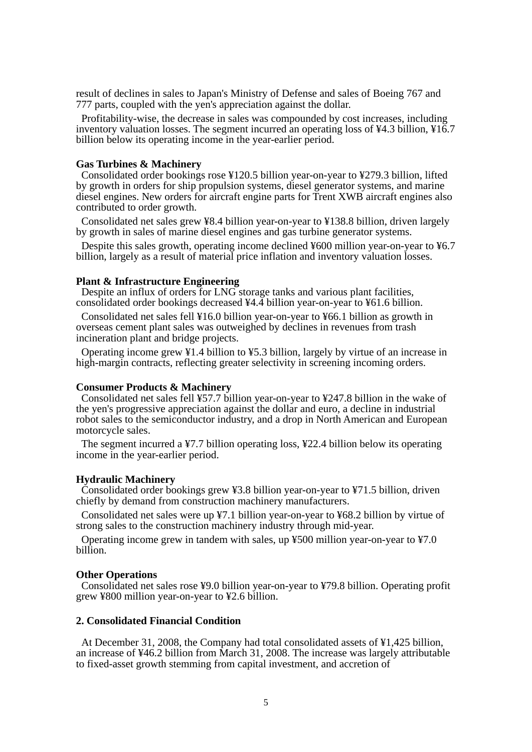result of declines in sales to Japan's Ministry of Defense and sales of Boeing 767 and 777 parts, coupled with the yen's appreciation against the dollar.

Profitability-wise, the decrease in sales was compounded by cost increases, including inventory valuation losses. The segment incurred an operating loss of ¥4.3 billion, ¥16.7 billion below its operating income in the year-earlier period.

**Gas Turbines & Machinery**

Consolidated order bookings rose ¥120.5 billion year-on-year to ¥279.3 billion, lifted by growth in orders for ship propulsion systems, diesel generator systems, and marine diesel engines. New orders for aircraft engine parts for Trent XWB aircraft engines also contributed to order growth.

Consolidated net sales grew ¥8.4 billion year-on-year to ¥138.8 billion, driven largely by growth in sales of marine diesel engines and gas turbine generator systems.

Despite this sales growth, operating income declined ¥600 million year-on-year to ¥6.7 billion, largely as a result of material price inflation and inventory valuation losses.

**Plant & Infrastructure Engineering**

Despite an influx of orders for LNG storage tanks and various plant facilities, consolidated order bookings decreased ¥4.4 billion year-on-year to ¥61.6 billion.

Consolidated net sales fell ¥16.0 billion year-on-year to ¥66.1 billion as growth in overseas cement plant sales was outweighed by declines in revenues from trash incineration plant and bridge projects.

Operating income grew ¥1.4 billion to ¥5.3 billion, largely by virtue of an increase in high-margin contracts, reflecting greater selectivity in screening incoming orders.

**Consumer Products & Machinery**

Consolidated net sales fell ¥57.7 billion year-on-year to ¥247.8 billion in the wake of the yen's progressive appreciation against the dollar and euro, a decline in industrial robot sales to the semiconductor industry, and a drop in North American and European motorcycle sales.

The segment incurred a ¥7.7 billion operating loss, ¥22.4 billion below its operating income in the year-earlier period.

**Hydraulic Machinery**

Consolidated order bookings grew ¥3.8 billion year-on-year to ¥71.5 billion, driven chiefly by demand from construction machinery manufacturers.

Consolidated net sales were up ¥7.1 billion year-on-year to ¥68.2 billion by virtue of strong sales to the construction machinery industry through mid-year.

Operating income grew in tandem with sales, up ¥500 million year-on-year to ¥7.0 billion.

**Other Operations**

Consolidated net sales rose ¥9.0 billion year-on-year to ¥79.8 billion. Operating profit grew ¥800 million year-on-year to ¥2.6 billion.

**2. Consolidated Financial Condition**

At December 31, 2008, the Company had total consolidated assets of ¥1,425 billion, an increase of ¥46.2 billion from March 31, 2008. The increase was largely attributable to fixed-asset growth stemming from capital investment, and accretion of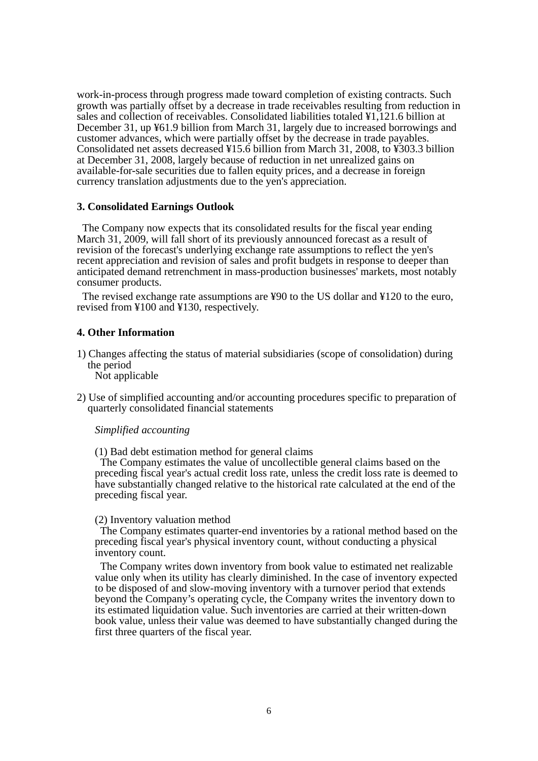work-in-process through progress made toward completion of existing contracts. Such growth was partially offset by a decrease in trade receivables resulting from reduction in sales and collection of receivables. Consolidated liabilities totaled ¥1,121.6 billion at December 31, up ¥61.9 billion from March 31, largely due to increased borrowings and customer advances, which were partially offset by the decrease in trade payables. Consolidated net assets decreased ¥15.6 billion from March 31, 2008, to ¥303.3 billion at December 31, 2008, largely because of reduction in net unrealized gains on available-for-sale securities due to fallen equity prices, and a decrease in foreign currency translation adjustments due to the yen's appreciation.

### 3. Consolidated Earnings Outlook

The Company now expects that its consolidated results for the fiscal year ending March 31, 2009, will fall short of its previously announced forecast as a result of revision of the forecast's underlying exchange rate assumptions to reflect the yen's recent appreciation and revision of sales and profit budgets in response to deeper than anticipated demand retrenchment in mass-production businesses' markets, most notably consumer products.

The revised exchange rate assumptions are ¥90 to the US dollar and ¥120 to the euro, revised from ¥100 and ¥130, respectively.

### 4. Other Information

1) Changes affecting the status of material subsidiaries (scope of consolidation) during the period

Not applicable

2) Use of simplified accounting and/or accounting procedures specific to preparation of quarterly consolidated financial statements

*Simplified accounting*

(1) Bad debt estimation method for general claims

The Company estimates the value of uncollectible general claims based on the preceding fiscal year's actual credit loss rate, unless the credit loss rate is deemed to have substantially changed relative to the historical rate calculated at the end of the preceding fiscal year.

(2) Inventory valuation method

The Company estimates quarter-end inventories by a rational method based on the preceding fiscal year's physical inventory count, without conducting a physical inventory count.

The Company writes down inventory from book value to estimated net realizable value only when its utility has clearly diminished. In the case of inventory expected to be disposed of and slow-moving inventory with a turnover period that extends beyond the Company's operating cycle, the Company writes the inventory down to its estimated liquidation value. Such inventories are carried at their written-down book value, unless their value was deemed to have substantially changed during the first three quarters of the fiscal year.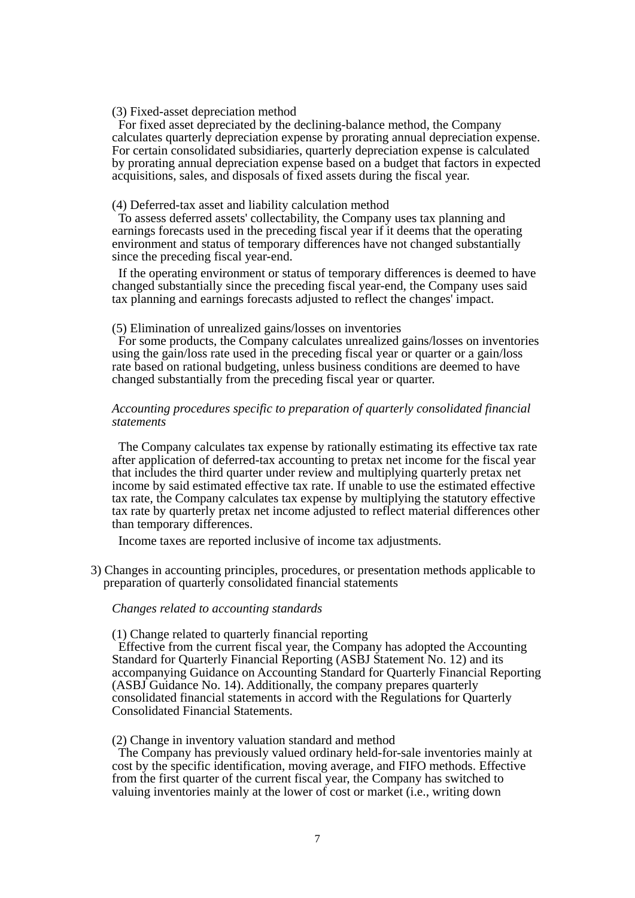(3) Fixed-asset depreciation method

For fixed asset depreciated by the declining-balance method, the Company calculates quarterly depreciation expense by prorating annual depreciation expense. For certain consolidated subsidiaries, quarterly depreciation expense is calculated by prorating annual depreciation expense based on a budget that factors in expected acquisitions, sales, and disposals of fixed assets during the fiscal year.

(4) Deferred-tax asset and liability calculation method

To assess deferred assets' collectability, the Company uses tax planning and earnings forecasts used in the preceding fiscal year if it deems that the operating environment and status of temporary differences have not changed substantially since the preceding fiscal year-end.

If the operating environment or status of temporary differences is deemed to have changed substantially since the preceding fiscal year-end, the Company uses said tax planning and earnings forecasts adjusted to reflect the changes' impact.

(5) Elimination of unrealized gains/losses on inventories

For some products, the Company calculates unrealized gains/losses on inventories using the gain/loss rate used in the preceding fiscal year or quarter or a gain/loss rate based on rational budgeting, unless business conditions are deemed to have changed substantially from the preceding fiscal year or quarter.

*Accounting procedures specific to preparation of quarterly consolidated financial statements*

The Company calculates tax expense by rationally estimating its effective tax rate after application of deferred-tax accounting to pretax net income for the fiscal year that includes the third quarter under review and multiplying quarterly pretax net income by said estimated effective tax rate. If unable to use the estimated effective tax rate, the Company calculates tax expense by multiplying the statutory effective tax rate by quarterly pretax net income adjusted to reflect material differences other than temporary differences.

Income taxes are reported inclusive of income tax adjustments.

3) Changes in accounting principles, procedures, or presentation methods applicable to preparation of quarterly consolidated financial statements

*Changes related to accounting standards*

(1) Change related to quarterly financial reporting

Effective from the current fiscal year, the Company has adopted the Accounting Standard for Quarterly Financial Reporting (ASBJ Statement No. 12) and its accompanying Guidance on Accounting Standard for Quarterly Financial Reporting (ASBJ Guidance No. 14). Additionally, the company prepares quarterly consolidated financial statements in accord with the Regulations for Quarterly Consolidated Financial Statements.

(2) Change in inventory valuation standard and method

The Company has previously valued ordinary held-for-sale inventories mainly at cost by the specific identification, moving average, and FIFO methods. Effective from the first quarter of the current fiscal year, the Company has switched to valuing inventories mainly at the lower of cost or market (i.e., writing down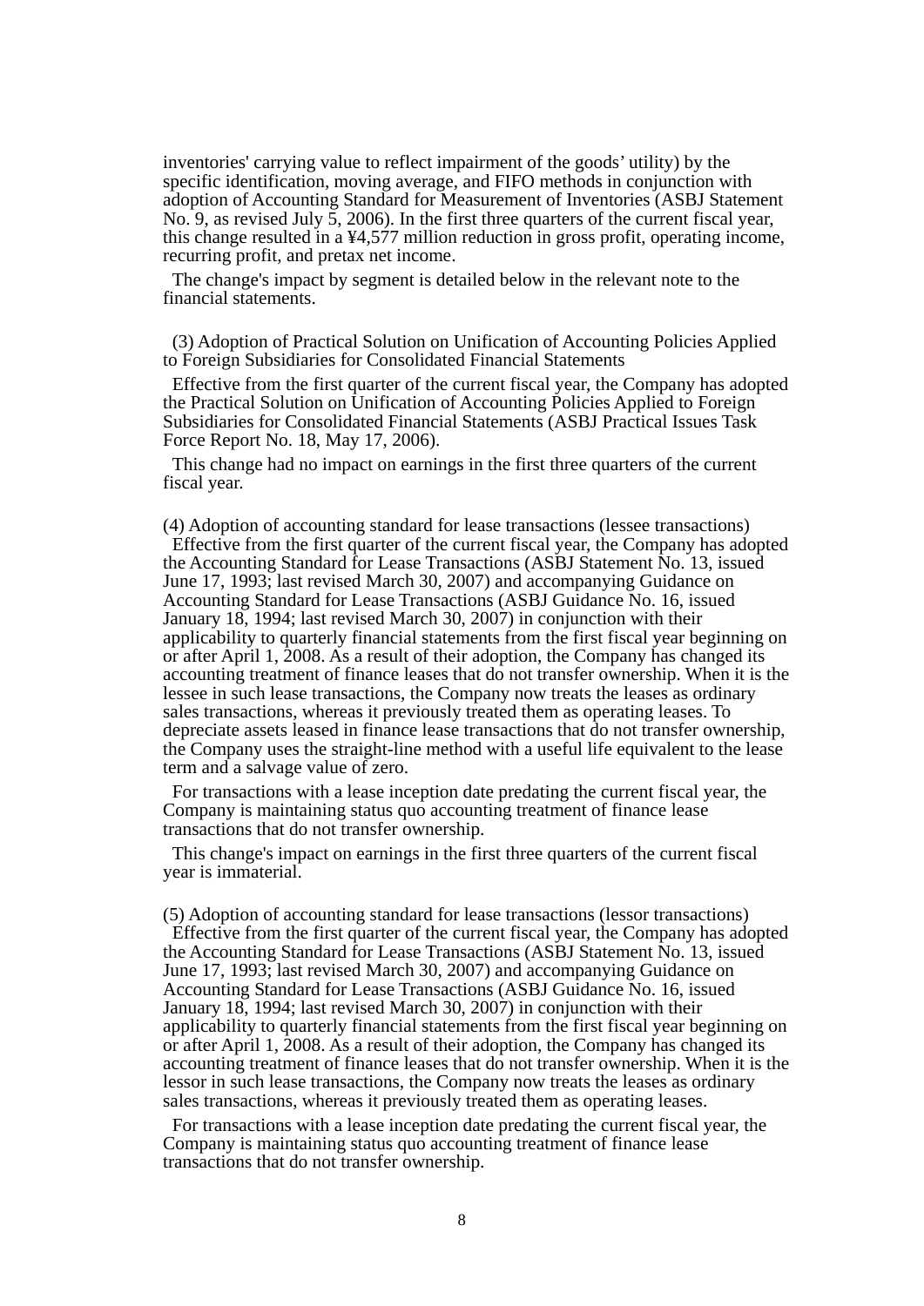inventories' carrying value to reflect impairment of the goods' utility) by the specific identification, moving average, and FIFO methods in conjunction with adoption of Accounting Standard for Measurement of Inventories (ASBJ Statement No. 9, as revised July 5, 2006). In the first three quarters of the current fiscal year, this change resulted in a ¥4,577 million reduction in gross profit, operating income, recurring profit, and pretax net income.

The change's impact by segment is detailed below in the relevant note to the financial statements.

(3) Adoption of Practical Solution on Unification of Accounting Policies Applied to Foreign Subsidiaries for Consolidated Financial Statements

Effective from the first quarter of the current fiscal year, the Company has adopted the Practical Solution on Unification of Accounting Policies Applied to Foreign Subsidiaries for Consolidated Financial Statements (ASBJ Practical Issues Task Force Report No. 18, May 17, 2006).

This change had no impact on earnings in the first three quarters of the current fiscal year.

(4) Adoption of accounting standard for lease transactions (lessee transactions)

Effective from the first quarter of the current fiscal year, the Company has adopted the Accounting Standard for Lease Transactions (ASBJ Statement No. 13, issued June 17, 1993; last revised March 30, 2007) and accompanying Guidance on Accounting Standard for Lease Transactions (ASBJ Guidance No. 16, issued January 18, 1994; last revised March 30, 2007) in conjunction with their applicability to quarterly financial statements from the first fiscal year beginning on or after April 1, 2008. As a result of their adoption, the Company has changed its accounting treatment of finance leases that do not transfer ownership. When it is the lessee in such lease transactions, the Company now treats the leases as ordinary sales transactions, whereas it previously treated them as operating leases. To depreciate assets leased in finance lease transactions that do not transfer ownership, the Company uses the straight-line method with a useful life equivalent to the lease term and a salvage value of zero.

For transactions with a lease inception date predating the current fiscal year, the Company is maintaining status quo accounting treatment of finance lease transactions that do not transfer ownership.

This change's impact on earnings in the first three quarters of the current fiscal year is immaterial.

(5) Adoption of accounting standard for lease transactions (lessor transactions)

Effective from the first quarter of the current fiscal year, the Company has adopted the Accounting Standard for Lease Transactions (ASBJ Statement No. 13, issued June 17, 1993; last revised March 30, 2007) and accompanying Guidance on Accounting Standard for Lease Transactions (ASBJ Guidance No. 16, issued January 18, 1994; last revised March 30, 2007) in conjunction with their applicability to quarterly financial statements from the first fiscal year beginning on or after April 1, 2008. As a result of their adoption, the Company has changed its accounting treatment of finance leases that do not transfer ownership. When it is the lessor in such lease transactions, the Company now treats the leases as ordinary sales transactions, whereas it previously treated them as operating leases.

For transactions with a lease inception date predating the current fiscal year, the Company is maintaining status quo accounting treatment of finance lease transactions that do not transfer ownership.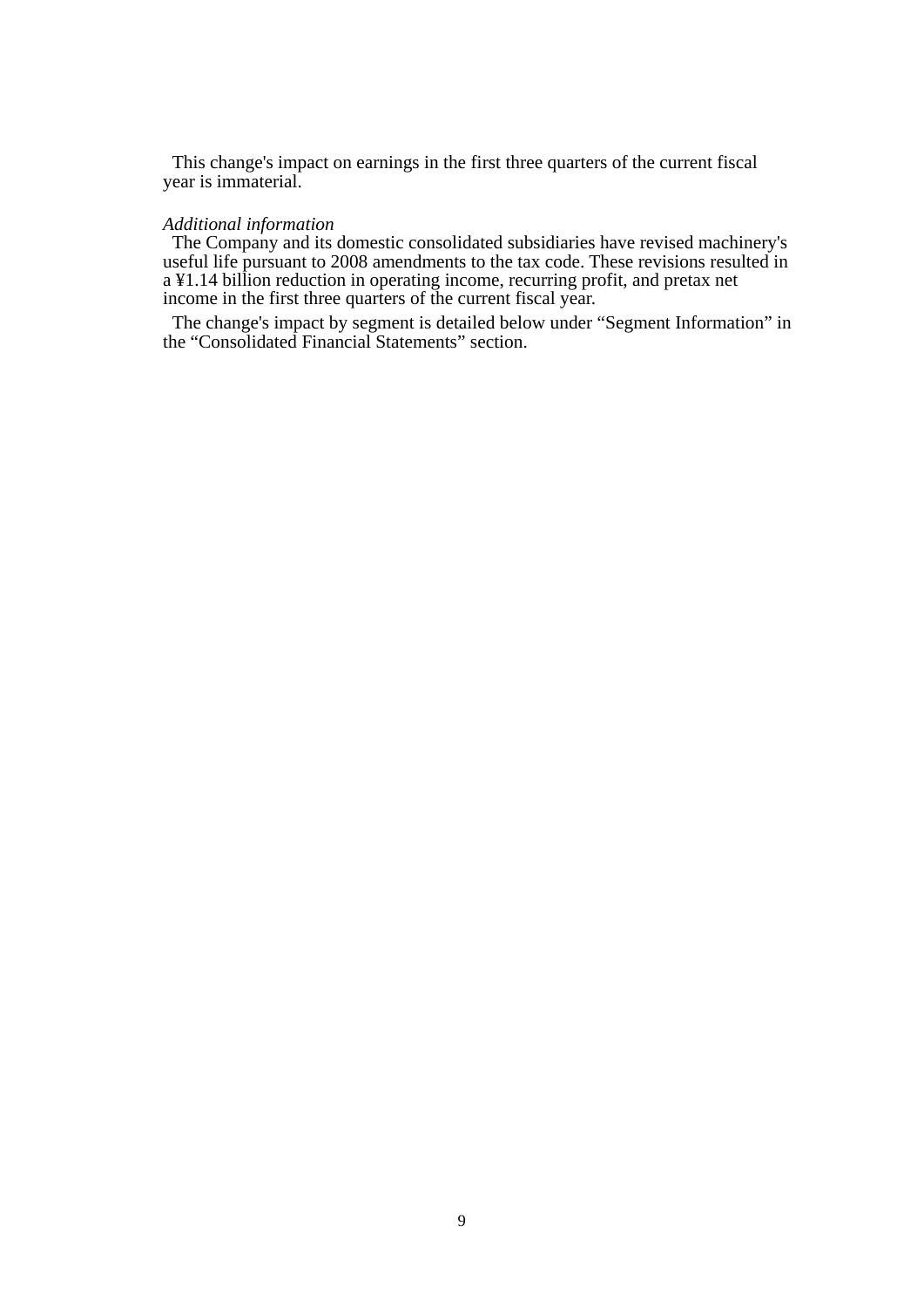This change's impact on earnings in the first three quarters of the current fiscal year is immaterial.

*Additional information*

The Company and its domestic consolidated subsidiaries have revised machinery's useful life pursuant to 2008 amendments to the tax code. These revisions resulted in a ¥1.14 billion reduction in operating income, recurring profit, and pretax net income in the first three quarters of the current fiscal year.

The change's impact by segment is detailed below under “Segment Information” in the “Consolidated Financial Statements” section.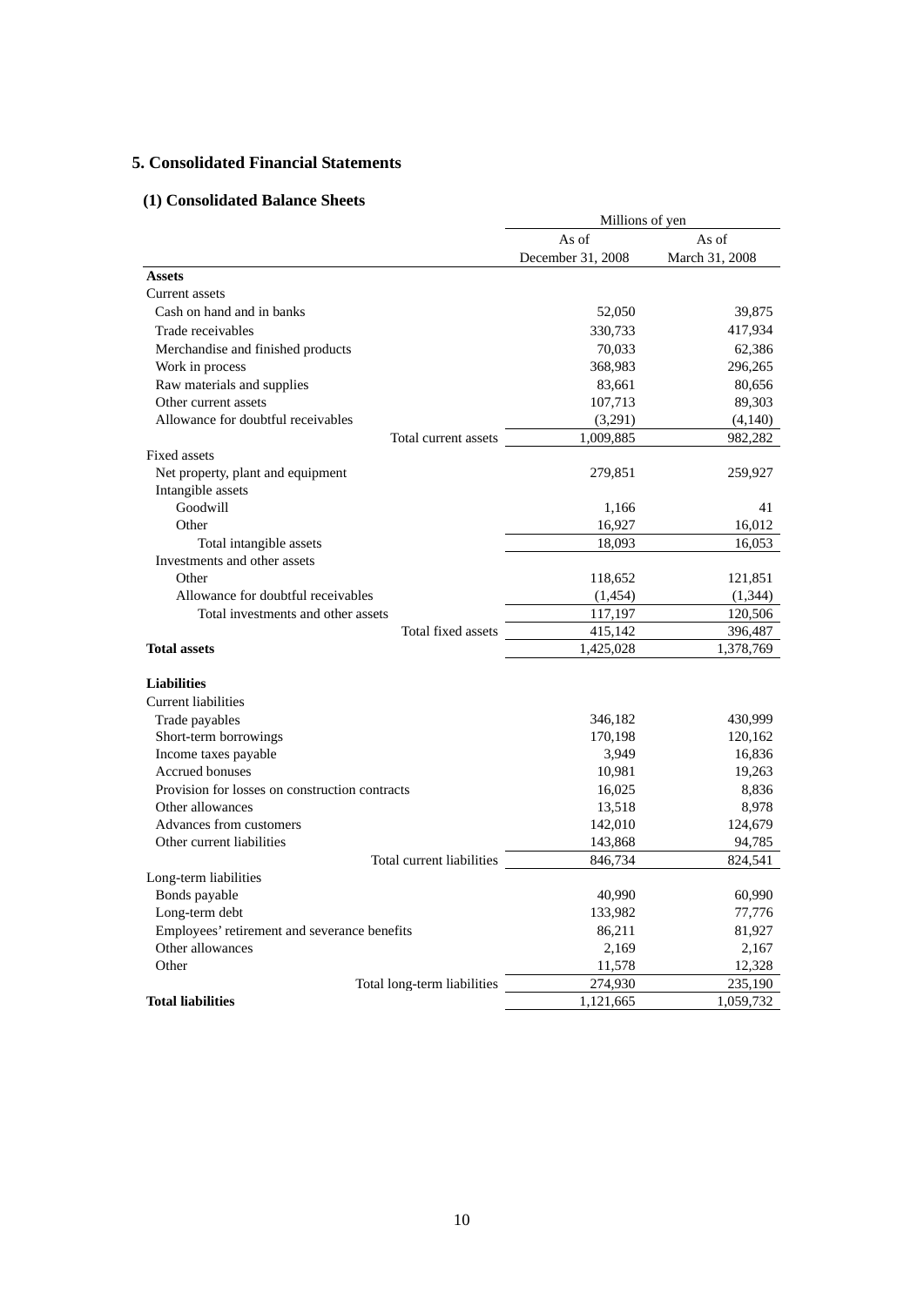## 5. Consolidated Financial Statements

### (1) Consolidated Balance Sheets

| | Millions of yen | |
|---|---|---|
| | As of December 31, 2008 | As of March 31, 2008 |
| **Assets** | | |
| Current assets | | |
| Cash on hand and in banks | 52,050 | 39,875 |
| Trade receivables | 330,733 | 417,934 |
| Merchandise and finished products | 70,033 | 62,386 |
| Work in process | 368,983 | 296,265 |
| Raw materials and supplies | 83,661 | 80,656 |
| Other current assets | 107,713 | 89,303 |
| Allowance for doubtful receivables | (3,291) | (4,140) |
| Total current assets | 1,009,885 | 982,282 |
| Fixed assets | | |
| Net property, plant and equipment | 279,851 | 259,927 |
| Intangible assets | | |
| Goodwill | 1,166 | 41 |
| Other | 16,927 | 16,012 |
| Total intangible assets | 18,093 | 16,053 |
| Investments and other assets | | |
| Other | 118,652 | 121,851 |
| Allowance for doubtful receivables | (1,454) | (1,344) |
| Total investments and other assets | 117,197 | 120,506 |
| Total fixed assets | 415,142 | 396,487 |
| **Total assets** | 1,425,028 | 1,378,769 |
| **Liabilities** | | |
| Current liabilities | | |
| Trade payables | 346,182 | 430,999 |
| Short-term borrowings | 170,198 | 120,162 |
| Income taxes payable | 3,949 | 16,836 |
| Accrued bonuses | 10,981 | 19,263 |
| Provision for losses on construction contracts | 16,025 | 8,836 |
| Other allowances | 13,518 | 8,978 |
| Advances from customers | 142,010 | 124,679 |
| Other current liabilities | 143,868 | 94,785 |
| Total current liabilities | 846,734 | 824,541 |
| Long-term liabilities | | |
| Bonds payable | 40,990 | 60,990 |
| Long-term debt | 133,982 | 77,776 |
| Employees' retirement and severance benefits | 86,211 | 81,927 |
| Other allowances | 2,169 | 2,167 |
| Other | 11,578 | 12,328 |
| Total long-term liabilities | 274,930 | 235,190 |
| **Total liabilities** | 1,121,665 | 1,059,732 |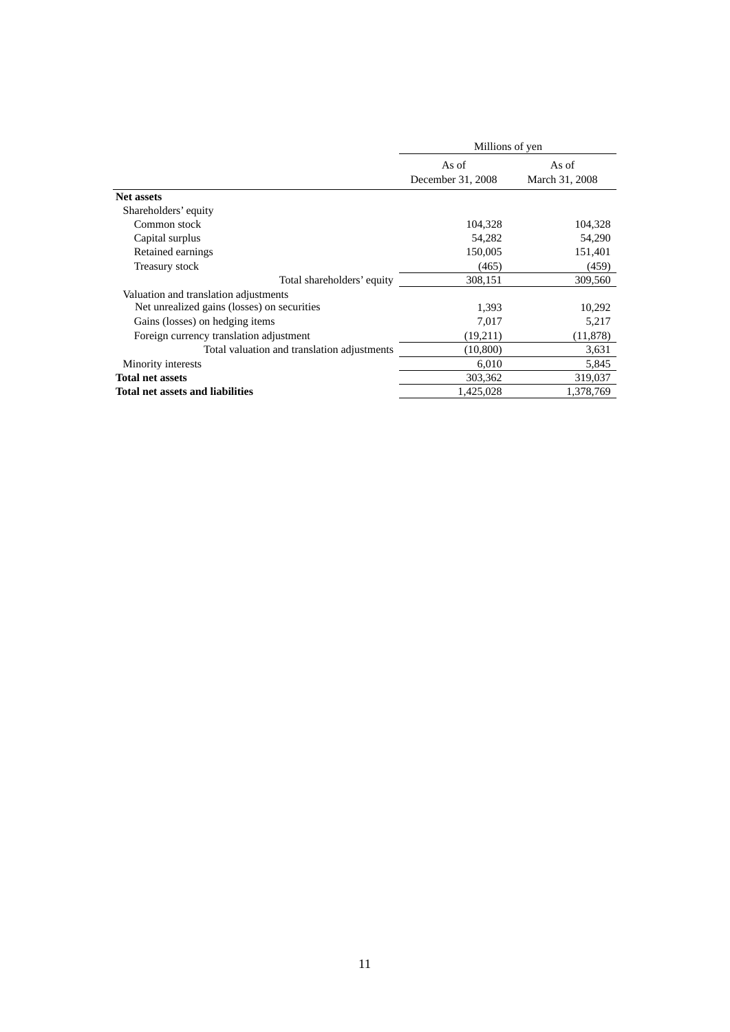| | Millions of yen | |
|---|---|---|
| | As of December 31, 2008 | As of March 31, 2008 |
| **Net assets** | | |
| Shareholders' equity | | |
| Common stock | 104,328 | 104,328 |
| Capital surplus | 54,282 | 54,290 |
| Retained earnings | 150,005 | 151,401 |
| Treasury stock | (465) | (459) |
| Total shareholders' equity | 308,151 | 309,560 |
| Valuation and translation adjustments | | |
| Net unrealized gains (losses) on securities | 1,393 | 10,292 |
| Gains (losses) on hedging items | 7,017 | 5,217 |
| Foreign currency translation adjustment | (19,211) | (11,878) |
| Total valuation and translation adjustments | (10,800) | 3,631 |
| Minority interests | 6,010 | 5,845 |
| **Total net assets** | 303,362 | 319,037 |
| **Total net assets and liabilities** | 1,425,028 | 1,378,769 |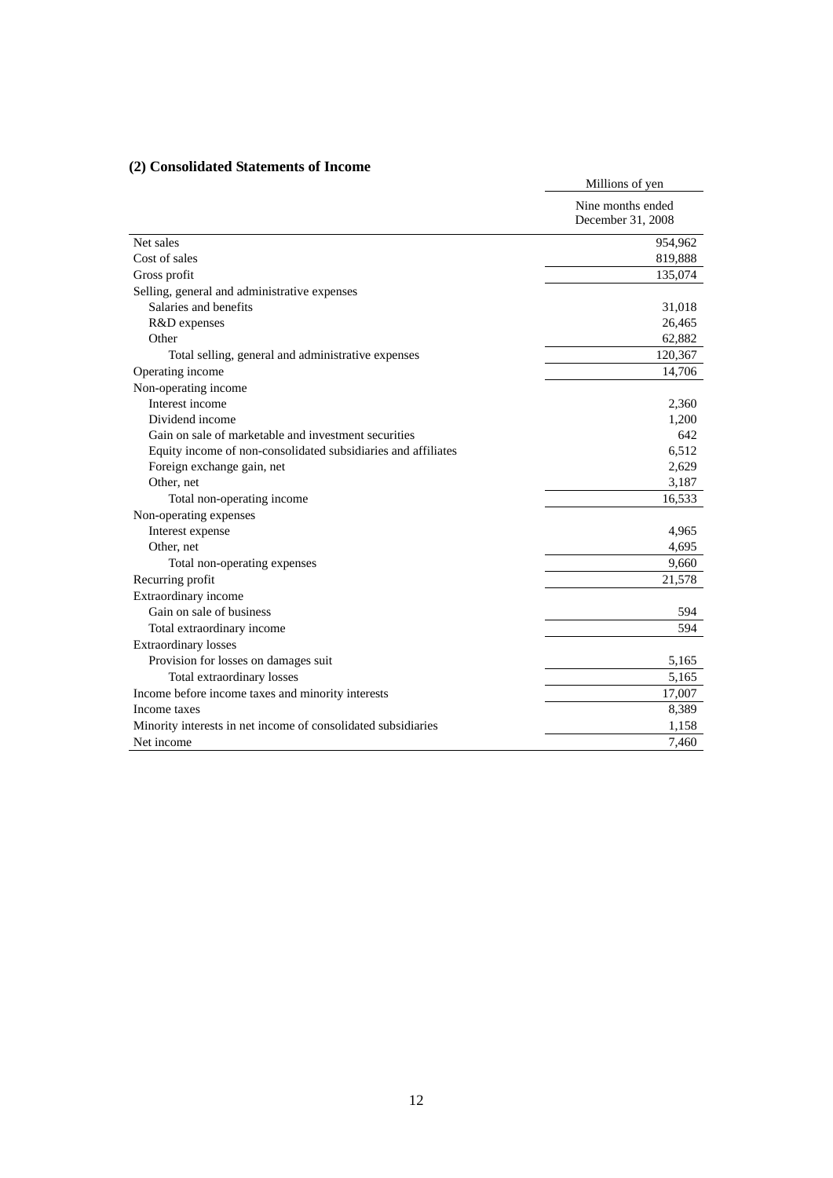## (2) Consolidated Statements of Income

| | Millions of yen |
|---|---|
| | Nine months ended December 31, 2008 |
| Net sales | 954,962 |
| Cost of sales | 819,888 |
| Gross profit | 135,074 |
| Selling, general and administrative expenses | |
| Salaries and benefits | 31,018 |
| R&D expenses | 26,465 |
| Other | 62,882 |
| Total selling, general and administrative expenses | 120,367 |
| Operating income | 14,706 |
| Non-operating income | |
| Interest income | 2,360 |
| Dividend income | 1,200 |
| Gain on sale of marketable and investment securities | 642 |
| Equity income of non-consolidated subsidiaries and affiliates | 6,512 |
| Foreign exchange gain, net | 2,629 |
| Other, net | 3,187 |
| Total non-operating income | 16,533 |
| Non-operating expenses | |
| Interest expense | 4,965 |
| Other, net | 4,695 |
| Total non-operating expenses | 9,660 |
| Recurring profit | 21,578 |
| Extraordinary income | |
| Gain on sale of business | 594 |
| Total extraordinary income | 594 |
| Extraordinary losses | |
| Provision for losses on damages suit | 5,165 |
| Total extraordinary losses | 5,165 |
| Income before income taxes and minority interests | 17,007 |
| Income taxes | 8,389 |
| Minority interests in net income of consolidated subsidiaries | 1,158 |
| Net income | 7,460 |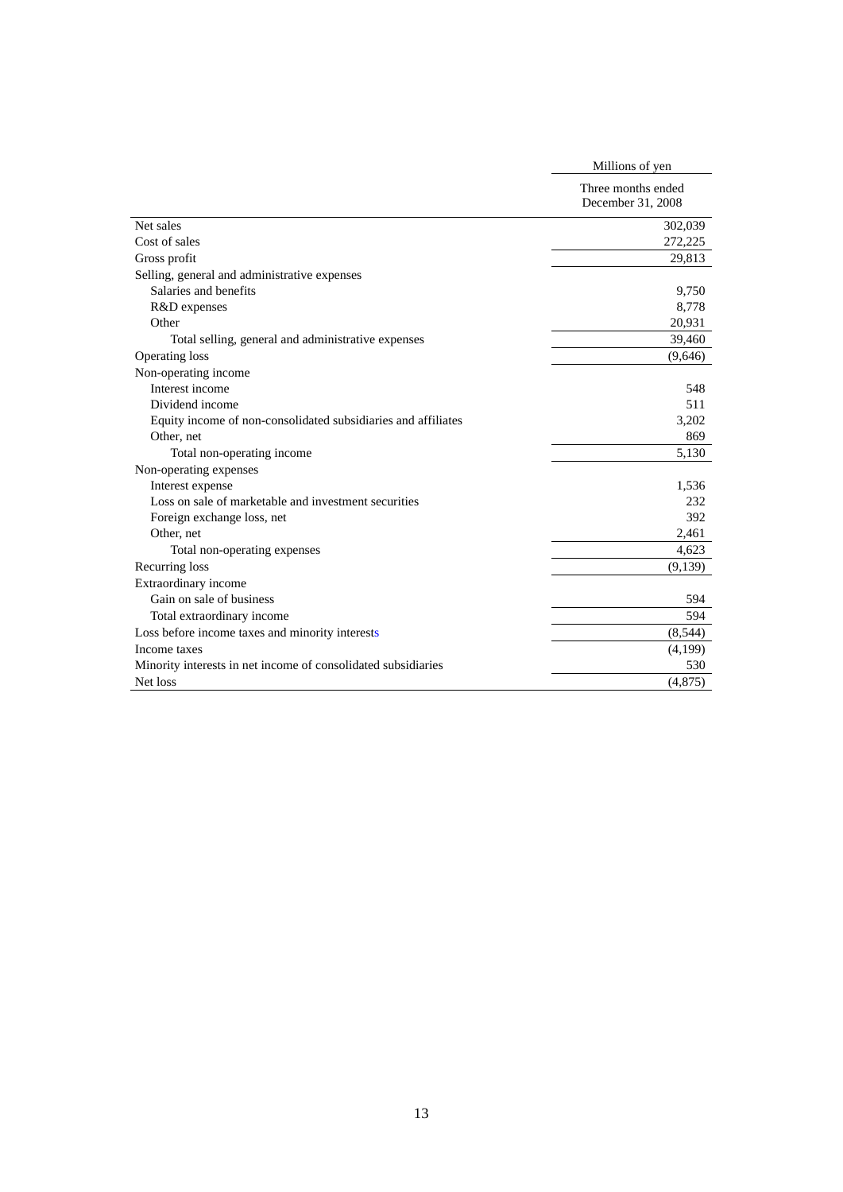| | Millions of yen |
|---|---|
| | Three months ended December 31, 2008 |
| Net sales | 302,039 |
| Cost of sales | 272,225 |
| Gross profit | 29,813 |
| Selling, general and administrative expenses | |
| Salaries and benefits | 9,750 |
| R&D expenses | 8,778 |
| Other | 20,931 |
| Total selling, general and administrative expenses | 39,460 |
| Operating loss | (9,646) |
| Non-operating income | |
| Interest income | 548 |
| Dividend income | 511 |
| Equity income of non-consolidated subsidiaries and affiliates | 3,202 |
| Other, net | 869 |
| Total non-operating income | 5,130 |
| Non-operating expenses | |
| Interest expense | 1,536 |
| Loss on sale of marketable and investment securities | 232 |
| Foreign exchange loss, net | 392 |
| Other, net | 2,461 |
| Total non-operating expenses | 4,623 |
| Recurring loss | (9,139) |
| Extraordinary income | |
| Gain on sale of business | 594 |
| Total extraordinary income | 594 |
| Loss before income taxes and minority interests | (8,544) |
| Income taxes | (4,199) |
| Minority interests in net income of consolidated subsidiaries | 530 |
| Net loss | (4,875) |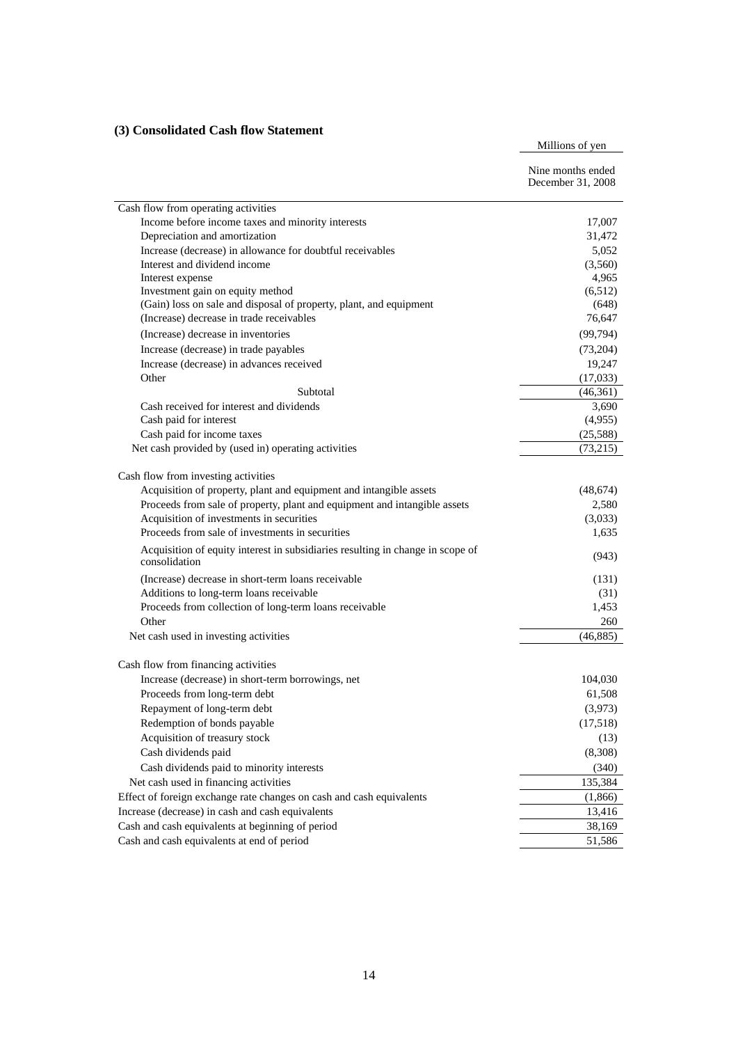### (3) Consolidated Cash flow Statement

| | Millions of yen |
|---|---|
| | Nine months ended December 31, 2008 |
| Cash flow from operating activities | |
| Income before income taxes and minority interests | 17,007 |
| Depreciation and amortization | 31,472 |
| Increase (decrease) in allowance for doubtful receivables | 5,052 |
| Interest and dividend income | (3,560) |
| Interest expense | 4,965 |
| Investment gain on equity method | (6,512) |
| (Gain) loss on sale and disposal of property, plant, and equipment | (648) |
| (Increase) decrease in trade receivables | 76,647 |
| (Increase) decrease in inventories | (99,794) |
| Increase (decrease) in trade payables | (73,204) |
| Increase (decrease) in advances received | 19,247 |
| Other | (17,033) |
| Subtotal | (46,361) |
| Cash received for interest and dividends | 3,690 |
| Cash paid for interest | (4,955) |
| Cash paid for income taxes | (25,588) |
| Net cash provided by (used in) operating activities | (73,215) |
| Cash flow from investing activities | |
| Acquisition of property, plant and equipment and intangible assets | (48,674) |
| Proceeds from sale of property, plant and equipment and intangible assets | 2,580 |
| Acquisition of investments in securities | (3,033) |
| Proceeds from sale of investments in securities | 1,635 |
| Acquisition of equity interest in subsidiaries resulting in change in scope of consolidation | (943) |
| (Increase) decrease in short-term loans receivable | (131) |
| Additions to long-term loans receivable | (31) |
| Proceeds from collection of long-term loans receivable | 1,453 |
| Other | 260 |
| Net cash used in investing activities | (46,885) |
| Cash flow from financing activities | |
| Increase (decrease) in short-term borrowings, net | 104,030 |
| Proceeds from long-term debt | 61,508 |
| Repayment of long-term debt | (3,973) |
| Redemption of bonds payable | (17,518) |
| Acquisition of treasury stock | (13) |
| Cash dividends paid | (8,308) |
| Cash dividends paid to minority interests | (340) |
| Net cash used in financing activities | 135,384 |
| Effect of foreign exchange rate changes on cash and cash equivalents | (1,866) |
| Increase (decrease) in cash and cash equivalents | 13,416 |
| Cash and cash equivalents at beginning of period | 38,169 |
| Cash and cash equivalents at end of period | 51,586 |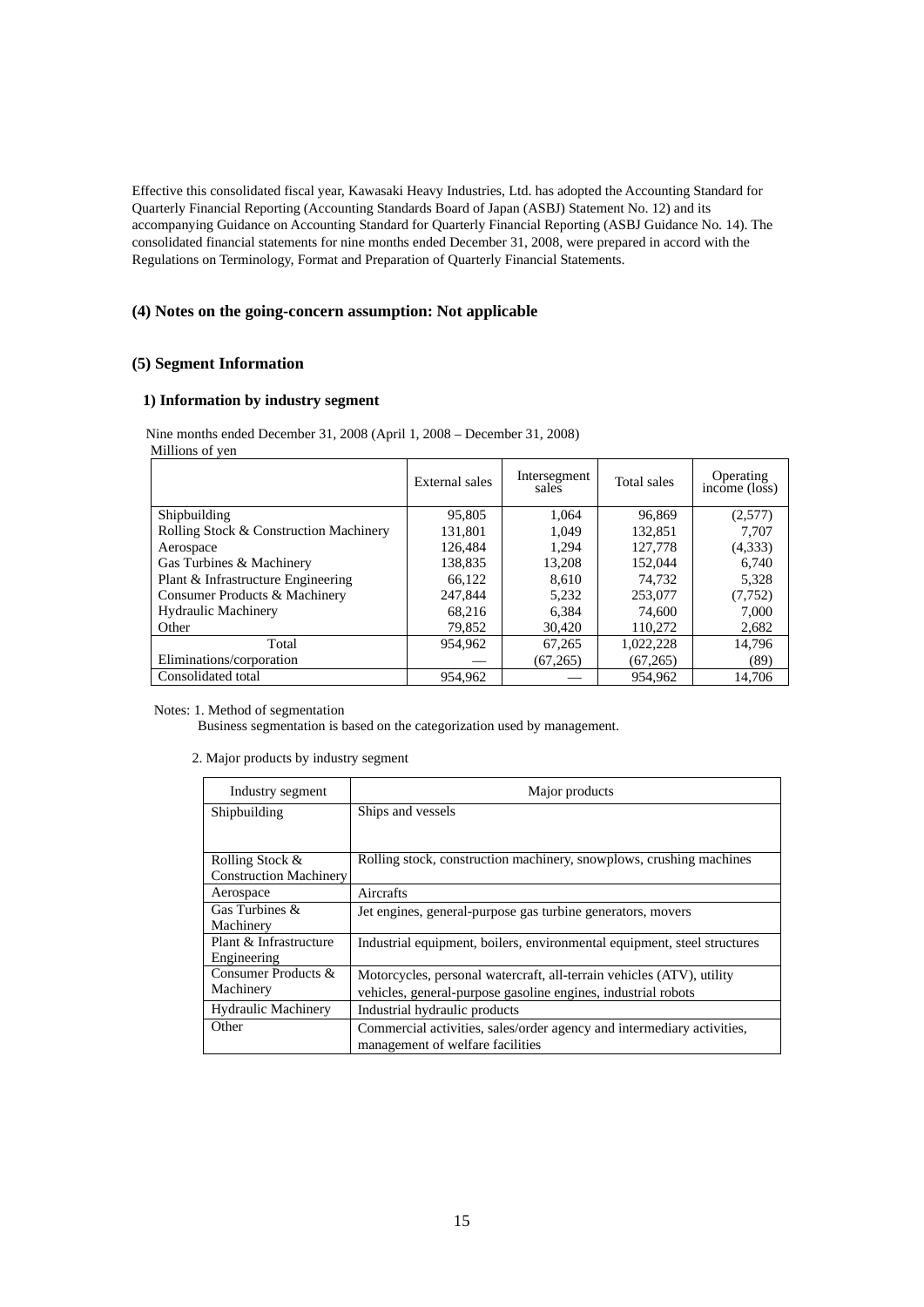Effective this consolidated fiscal year, Kawasaki Heavy Industries, Ltd. has adopted the Accounting Standard for Quarterly Financial Reporting (Accounting Standards Board of Japan (ASBJ) Statement No. 12) and its accompanying Guidance on Accounting Standard for Quarterly Financial Reporting (ASBJ Guidance No. 14). The consolidated financial statements for nine months ended December 31, 2008, were prepared in accord with the Regulations on Terminology, Format and Preparation of Quarterly Financial Statements.

## (4) Notes on the going-concern assumption: Not applicable

## (5) Segment Information

### 1) Information by industry segment

Nine months ended December 31, 2008 (April 1, 2008 – December 31, 2008)

Millions of yen

| | External sales | Intersegment sales | Total sales | Operating income (loss) |
|---|---|---|---|---|
| Shipbuilding | 95,805 | 1,064 | 96,869 | (2,577) |
| Rolling Stock & Construction Machinery | 131,801 | 1,049 | 132,851 | 7,707 |
| Aerospace | 126,484 | 1,294 | 127,778 | (4,333) |
| Gas Turbines & Machinery | 138,835 | 13,208 | 152,044 | 6,740 |
| Plant & Infrastructure Engineering | 66,122 | 8,610 | 74,732 | 5,328 |
| Consumer Products & Machinery | 247,844 | 5,232 | 253,077 | (7,752) |
| Hydraulic Machinery | 68,216 | 6,384 | 74,600 | 7,000 |
| Other | 79,852 | 30,420 | 110,272 | 2,682 |
| Total | 954,962 | 67,265 | 1,022,228 | 14,796 |
| Eliminations/corporation | — | (67,265) | (67,265) | (89) |
| Consolidated total | 954,962 | — | 954,962 | 14,706 |

Notes: 1. Method of segmentation

Business segmentation is based on the categorization used by management.

2. Major products by industry segment

| Industry segment | Major products |
|---|---|
| Shipbuilding | Ships and vessels |
| Rolling Stock & Construction Machinery | Rolling stock, construction machinery, snowplows, crushing machines |
| Aerospace | Aircrafts |
| Gas Turbines & Machinery | Jet engines, general-purpose gas turbine generators, movers |
| Plant & Infrastructure Engineering | Industrial equipment, boilers, environmental equipment, steel structures |
| Consumer Products & Machinery | Motorcycles, personal watercraft, all-terrain vehicles (ATV), utility vehicles, general-purpose gasoline engines, industrial robots |
| Hydraulic Machinery | Industrial hydraulic products |
| Other | Commercial activities, sales/order agency and intermediary activities, management of welfare facilities |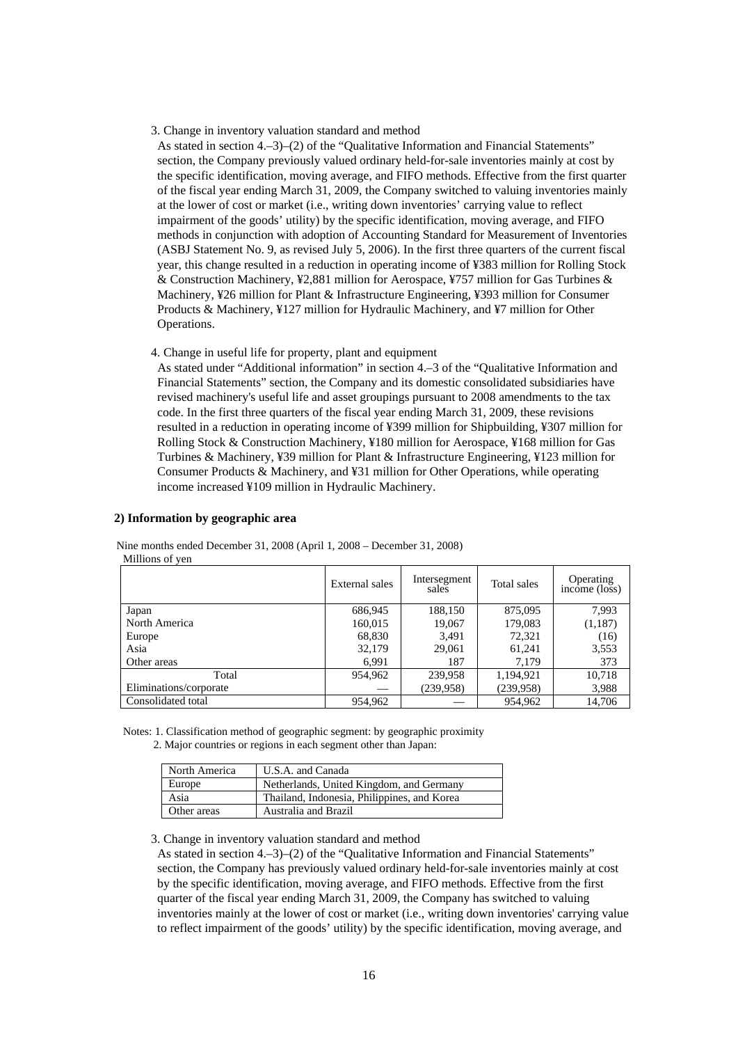3. Change in inventory valuation standard and method

As stated in section 4.–3)–(2) of the "Qualitative Information and Financial Statements" section, the Company previously valued ordinary held-for-sale inventories mainly at cost by the specific identification, moving average, and FIFO methods. Effective from the first quarter of the fiscal year ending March 31, 2009, the Company switched to valuing inventories mainly at the lower of cost or market (i.e., writing down inventories' carrying value to reflect impairment of the goods' utility) by the specific identification, moving average, and FIFO methods in conjunction with adoption of Accounting Standard for Measurement of Inventories (ASBJ Statement No. 9, as revised July 5, 2006). In the first three quarters of the current fiscal year, this change resulted in a reduction in operating income of ¥383 million for Rolling Stock & Construction Machinery, ¥2,881 million for Aerospace, ¥757 million for Gas Turbines & Machinery, ¥26 million for Plant & Infrastructure Engineering, ¥393 million for Consumer Products & Machinery, ¥127 million for Hydraulic Machinery, and ¥7 million for Other Operations.

4. Change in useful life for property, plant and equipment

As stated under "Additional information" in section 4.–3 of the "Qualitative Information and Financial Statements" section, the Company and its domestic consolidated subsidiaries have revised machinery's useful life and asset groupings pursuant to 2008 amendments to the tax code. In the first three quarters of the fiscal year ending March 31, 2009, these revisions resulted in a reduction in operating income of ¥399 million for Shipbuilding, ¥307 million for Rolling Stock & Construction Machinery, ¥180 million for Aerospace, ¥168 million for Gas Turbines & Machinery, ¥39 million for Plant & Infrastructure Engineering, ¥123 million for Consumer Products & Machinery, and ¥31 million for Other Operations, while operating income increased ¥109 million in Hydraulic Machinery.

**2) Information by geographic area**

Nine months ended December 31, 2008 (April 1, 2008 – December 31, 2008)
Millions of yen

| | External sales | Intersegment sales | Total sales | Operating income (loss) |
|---|---|---|---|---|
| Japan | 686,945 | 188,150 | 875,095 | 7,993 |
| North America | 160,015 | 19,067 | 179,083 | (1,187) |
| Europe | 68,830 | 3,491 | 72,321 | (16) |
| Asia | 32,179 | 29,061 | 61,241 | 3,553 |
| Other areas | 6,991 | 187 | 7,179 | 373 |
| Total | 954,962 | 239,958 | 1,194,921 | 10,718 |
| Eliminations/corporate | — | (239,958) | (239,958) | 3,988 |
| Consolidated total | 954,962 | — | 954,962 | 14,706 |

Notes: 1. Classification method of geographic segment: by geographic proximity

2. Major countries or regions in each segment other than Japan:

| | |
|---|---|
| North America | U.S.A. and Canada |
| Europe | Netherlands, United Kingdom, and Germany |
| Asia | Thailand, Indonesia, Philippines, and Korea |
| Other areas | Australia and Brazil |

3. Change in inventory valuation standard and method

As stated in section 4.–3)–(2) of the "Qualitative Information and Financial Statements" section, the Company has previously valued ordinary held-for-sale inventories mainly at cost by the specific identification, moving average, and FIFO methods. Effective from the first quarter of the fiscal year ending March 31, 2009, the Company has switched to valuing inventories mainly at the lower of cost or market (i.e., writing down inventories' carrying value to reflect impairment of the goods' utility) by the specific identification, moving average, and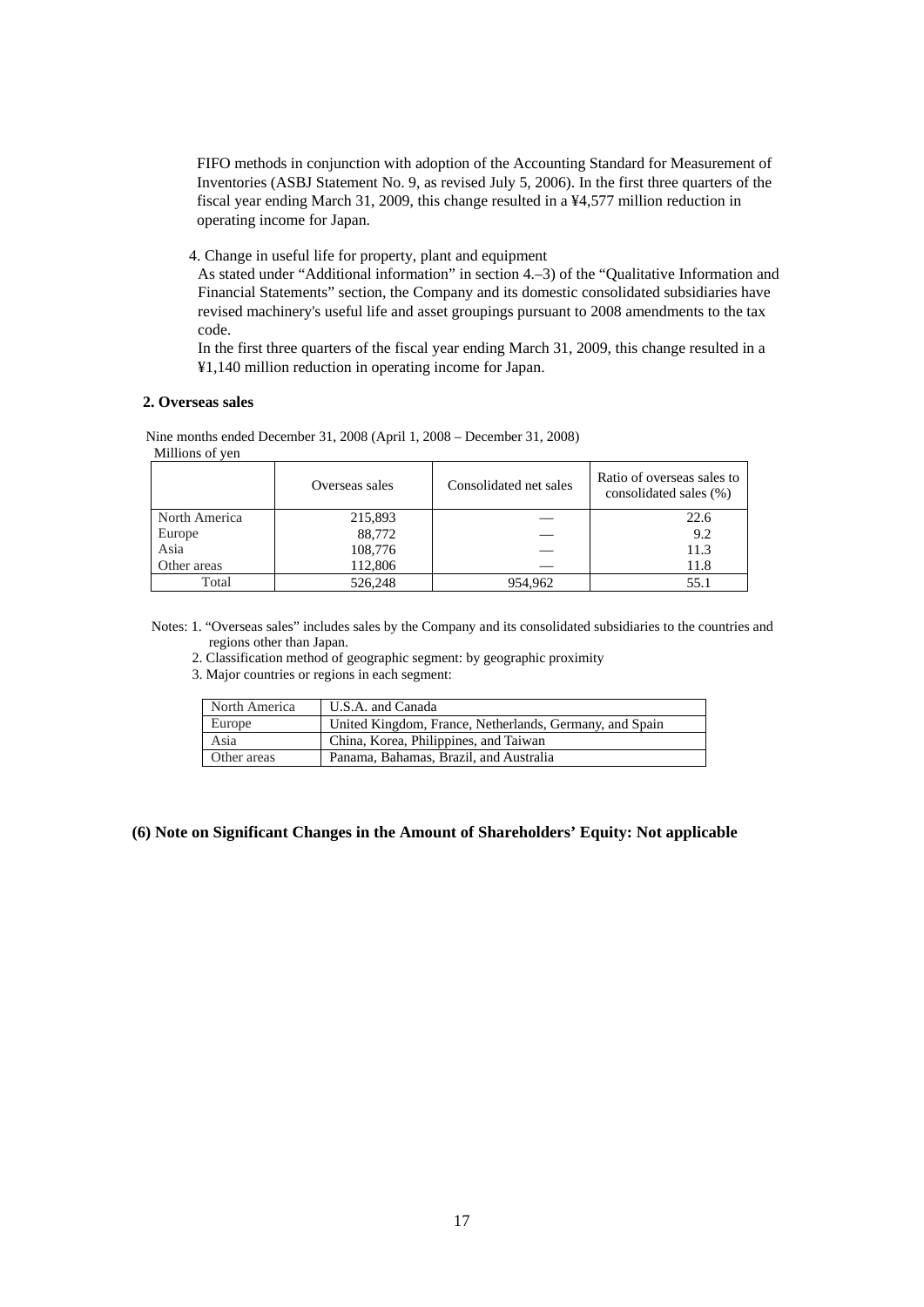FIFO methods in conjunction with adoption of the Accounting Standard for Measurement of Inventories (ASBJ Statement No. 9, as revised July 5, 2006). In the first three quarters of the fiscal year ending March 31, 2009, this change resulted in a ¥4,577 million reduction in operating income for Japan.

4. Change in useful life for property, plant and equipment

As stated under "Additional information" in section 4.–3) of the "Qualitative Information and Financial Statements" section, the Company and its domestic consolidated subsidiaries have revised machinery's useful life and asset groupings pursuant to 2008 amendments to the tax code.

In the first three quarters of the fiscal year ending March 31, 2009, this change resulted in a ¥1,140 million reduction in operating income for Japan.

**2. Overseas sales**

Nine months ended December 31, 2008 (April 1, 2008 – December 31, 2008)

Millions of yen

| | Overseas sales | Consolidated net sales | Ratio of overseas sales to consolidated sales (%) |
|---|---|---|---|
| North America | 215,893 | — | 22.6 |
| Europe | 88,772 | — | 9.2 |
| Asia | 108,776 | — | 11.3 |
| Other areas | 112,806 | — | 11.8 |
| Total | 526,248 | 954,962 | 55.1 |

Notes: 1. "Overseas sales" includes sales by the Company and its consolidated subsidiaries to the countries and regions other than Japan.

2. Classification method of geographic segment: by geographic proximity

3. Major countries or regions in each segment:

| North America | U.S.A. and Canada |
|---|---|
| Europe | United Kingdom, France, Netherlands, Germany, and Spain |
| Asia | China, Korea, Philippines, and Taiwan |
| Other areas | Panama, Bahamas, Brazil, and Australia |

**(6) Note on Significant Changes in the Amount of Shareholders' Equity: Not applicable**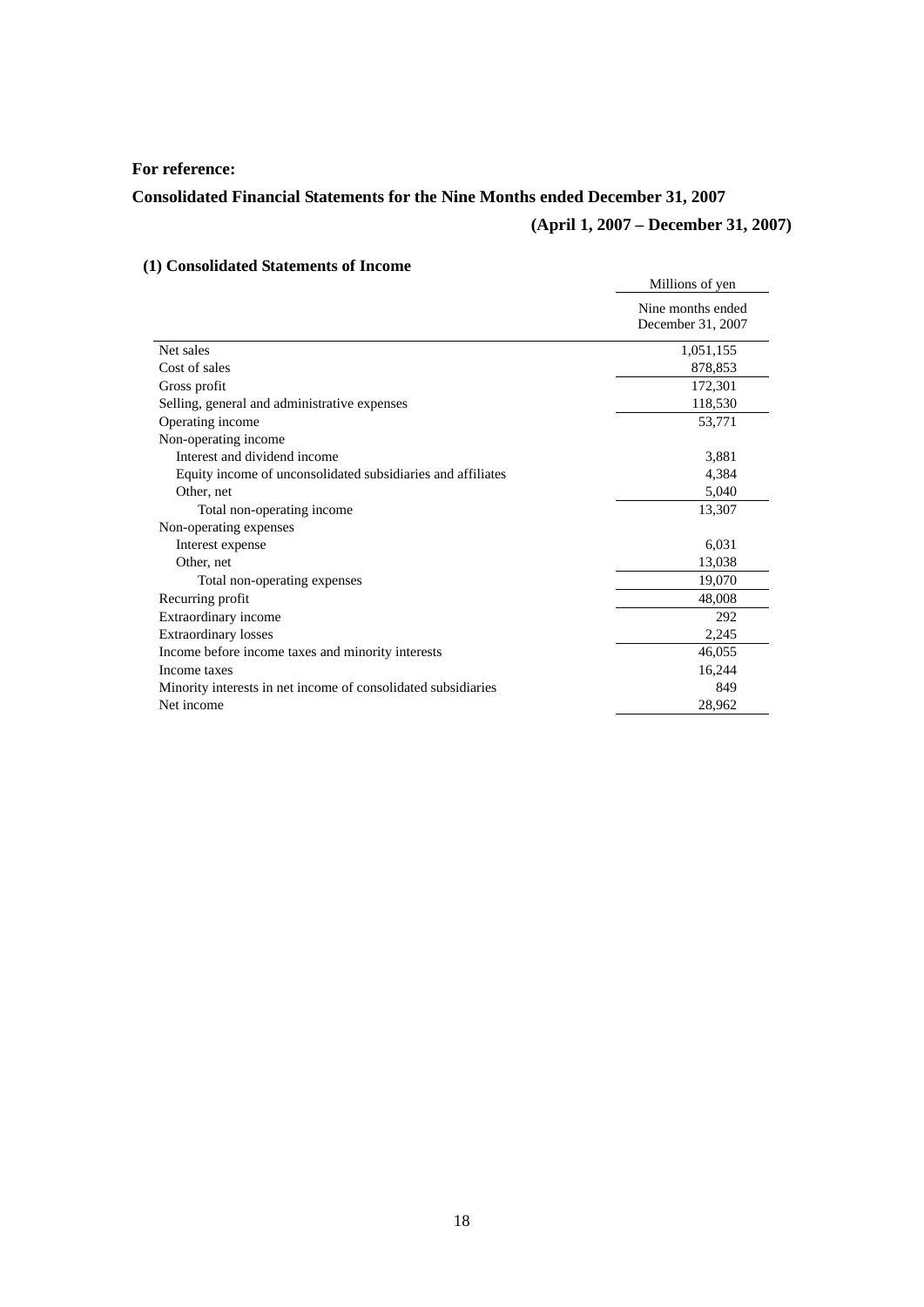**For reference:**

**Consolidated Financial Statements for the Nine Months ended December 31, 2007**

**(April 1, 2007 – December 31, 2007)**

### (1) Consolidated Statements of Income

| | Millions of yen |
|---|---|
| | Nine months ended December 31, 2007 |
| Net sales | 1,051,155 |
| Cost of sales | 878,853 |
| Gross profit | 172,301 |
| Selling, general and administrative expenses | 118,530 |
| Operating income | 53,771 |
| Non-operating income | |
| Interest and dividend income | 3,881 |
| Equity income of unconsolidated subsidiaries and affiliates | 4,384 |
| Other, net | 5,040 |
| Total non-operating income | 13,307 |
| Non-operating expenses | |
| Interest expense | 6,031 |
| Other, net | 13,038 |
| Total non-operating expenses | 19,070 |
| Recurring profit | 48,008 |
| Extraordinary income | 292 |
| Extraordinary losses | 2,245 |
| Income before income taxes and minority interests | 46,055 |
| Income taxes | 16,244 |
| Minority interests in net income of consolidated subsidiaries | 849 |
| Net income | 28,962 |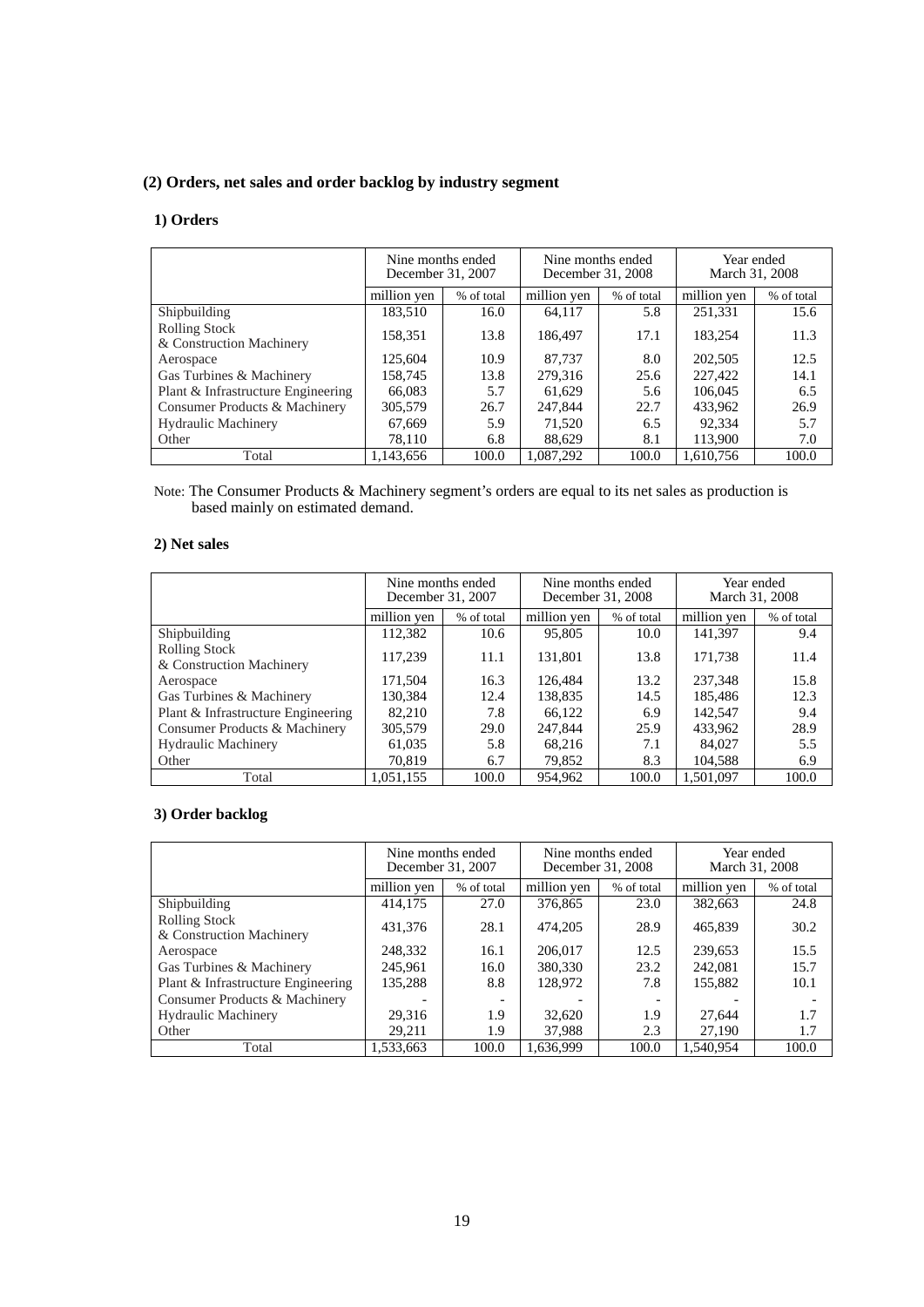## (2) Orders, net sales and order backlog by industry segment

### 1) Orders

| | Nine months ended December 31, 2007 | | Nine months ended December 31, 2008 | | Year ended March 31, 2008 | |
|---|---|---|---|---|---|---|
| | million yen | % of total | million yen | % of total | million yen | % of total |
| Shipbuilding | 183,510 | 16.0 | 64,117 | 5.8 | 251,331 | 15.6 |
| Rolling Stock & Construction Machinery | 158,351 | 13.8 | 186,497 | 17.1 | 183,254 | 11.3 |
| Aerospace | 125,604 | 10.9 | 87,737 | 8.0 | 202,505 | 12.5 |
| Gas Turbines & Machinery | 158,745 | 13.8 | 279,316 | 25.6 | 227,422 | 14.1 |
| Plant & Infrastructure Engineering | 66,083 | 5.7 | 61,629 | 5.6 | 106,045 | 6.5 |
| Consumer Products & Machinery | 305,579 | 26.7 | 247,844 | 22.7 | 433,962 | 26.9 |
| Hydraulic Machinery | 67,669 | 5.9 | 71,520 | 6.5 | 92,334 | 5.7 |
| Other | 78,110 | 6.8 | 88,629 | 8.1 | 113,900 | 7.0 |
| Total | 1,143,656 | 100.0 | 1,087,292 | 100.0 | 1,610,756 | 100.0 |

Note: The Consumer Products & Machinery segment's orders are equal to its net sales as production is based mainly on estimated demand.

### 2) Net sales

| | Nine months ended December 31, 2007 | | Nine months ended December 31, 2008 | | Year ended March 31, 2008 | |
|---|---|---|---|---|---|---|
| | million yen | % of total | million yen | % of total | million yen | % of total |
| Shipbuilding | 112,382 | 10.6 | 95,805 | 10.0 | 141,397 | 9.4 |
| Rolling Stock & Construction Machinery | 117,239 | 11.1 | 131,801 | 13.8 | 171,738 | 11.4 |
| Aerospace | 171,504 | 16.3 | 126,484 | 13.2 | 237,348 | 15.8 |
| Gas Turbines & Machinery | 130,384 | 12.4 | 138,835 | 14.5 | 185,486 | 12.3 |
| Plant & Infrastructure Engineering | 82,210 | 7.8 | 66,122 | 6.9 | 142,547 | 9.4 |
| Consumer Products & Machinery | 305,579 | 29.0 | 247,844 | 25.9 | 433,962 | 28.9 |
| Hydraulic Machinery | 61,035 | 5.8 | 68,216 | 7.1 | 84,027 | 5.5 |
| Other | 70,819 | 6.7 | 79,852 | 8.3 | 104,588 | 6.9 |
| Total | 1,051,155 | 100.0 | 954,962 | 100.0 | 1,501,097 | 100.0 |

### 3) Order backlog

| | Nine months ended December 31, 2007 | | Nine months ended December 31, 2008 | | Year ended March 31, 2008 | |
|---|---|---|---|---|---|---|
| | million yen | % of total | million yen | % of total | million yen | % of total |
| Shipbuilding | 414,175 | 27.0 | 376,865 | 23.0 | 382,663 | 24.8 |
| Rolling Stock & Construction Machinery | 431,376 | 28.1 | 474,205 | 28.9 | 465,839 | 30.2 |
| Aerospace | 248,332 | 16.1 | 206,017 | 12.5 | 239,653 | 15.5 |
| Gas Turbines & Machinery | 245,961 | 16.0 | 380,330 | 23.2 | 242,081 | 15.7 |
| Plant & Infrastructure Engineering | 135,288 | 8.8 | 128,972 | 7.8 | 155,882 | 10.1 |
| Consumer Products & Machinery | - | - | - | - | - | - |
| Hydraulic Machinery | 29,316 | 1.9 | 32,620 | 1.9 | 27,644 | 1.7 |
| Other | 29,211 | 1.9 | 37,988 | 2.3 | 27,190 | 1.7 |
| Total | 1,533,663 | 100.0 | 1,636,999 | 100.0 | 1,540,954 | 100.0 |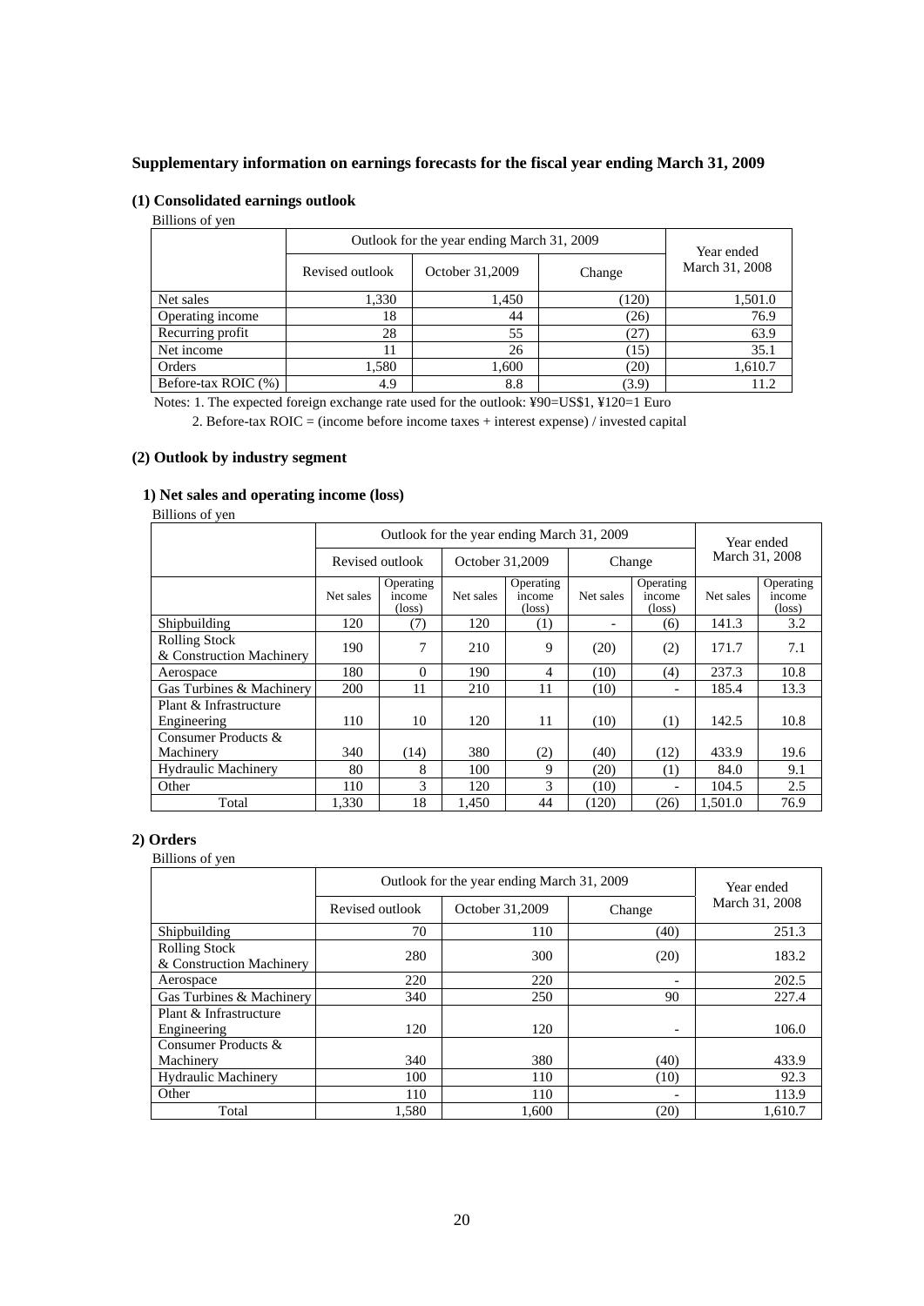## Supplementary information on earnings forecasts for the fiscal year ending March 31, 2009

### (1) Consolidated earnings outlook

Billions of yen

| | Outlook for the year ending March 31, 2009 | | | Year ended March 31, 2008 |
|---|---|---|---|---|
| | Revised outlook | October 31,2009 | Change | |
| Net sales | 1,330 | 1,450 | (120) | 1,501.0 |
| Operating income | 18 | 44 | (26) | 76.9 |
| Recurring profit | 28 | 55 | (27) | 63.9 |
| Net income | 11 | 26 | (15) | 35.1 |
| Orders | 1,580 | 1,600 | (20) | 1,610.7 |
| Before-tax ROIC (%) | 4.9 | 8.8 | (3.9) | 11.2 |

Notes: 1. The expected foreign exchange rate used for the outlook: ¥90=US$1, ¥120=1 Euro

2. Before-tax ROIC = (income before income taxes + interest expense) / invested capital

### (2) Outlook by industry segment

#### 1) Net sales and operating income (loss)

Billions of yen

| | Outlook for the year ending March 31, 2009 | | | | | | Year ended March 31, 2008 | |
|---|---|---|---|---|---|---|---|---|
| | Revised outlook | | October 31,2009 | | Change | | | |
| | Net sales | Operating income (loss) | Net sales | Operating income (loss) | Net sales | Operating income (loss) | Net sales | Operating income (loss) |
| Shipbuilding | 120 | (7) | 120 | (1) | - | (6) | 141.3 | 3.2 |
| Rolling Stock & Construction Machinery | 190 | 7 | 210 | 9 | (20) | (2) | 171.7 | 7.1 |
| Aerospace | 180 | 0 | 190 | 4 | (10) | (4) | 237.3 | 10.8 |
| Gas Turbines & Machinery | 200 | 11 | 210 | 11 | (10) | - | 185.4 | 13.3 |
| Plant & Infrastructure Engineering | 110 | 10 | 120 | 11 | (10) | (1) | 142.5 | 10.8 |
| Consumer Products & Machinery | 340 | (14) | 380 | (2) | (40) | (12) | 433.9 | 19.6 |
| Hydraulic Machinery | 80 | 8 | 100 | 9 | (20) | (1) | 84.0 | 9.1 |
| Other | 110 | 3 | 120 | 3 | (10) | - | 104.5 | 2.5 |
| Total | 1,330 | 18 | 1,450 | 44 | (120) | (26) | 1,501.0 | 76.9 |

#### 2) Orders

Billions of yen

| | Outlook for the year ending March 31, 2009 | | | Year ended March 31, 2008 |
|---|---|---|---|---|
| | Revised outlook | October 31,2009 | Change | |
| Shipbuilding | 70 | 110 | (40) | 251.3 |
| Rolling Stock & Construction Machinery | 280 | 300 | (20) | 183.2 |
| Aerospace | 220 | 220 | - | 202.5 |
| Gas Turbines & Machinery | 340 | 250 | 90 | 227.4 |
| Plant & Infrastructure Engineering | 120 | 120 | - | 106.0 |
| Consumer Products & Machinery | 340 | 380 | (40) | 433.9 |
| Hydraulic Machinery | 100 | 110 | (10) | 92.3 |
| Other | 110 | 110 | - | 113.9 |
| Total | 1,580 | 1,600 | (20) | 1,610.7 |